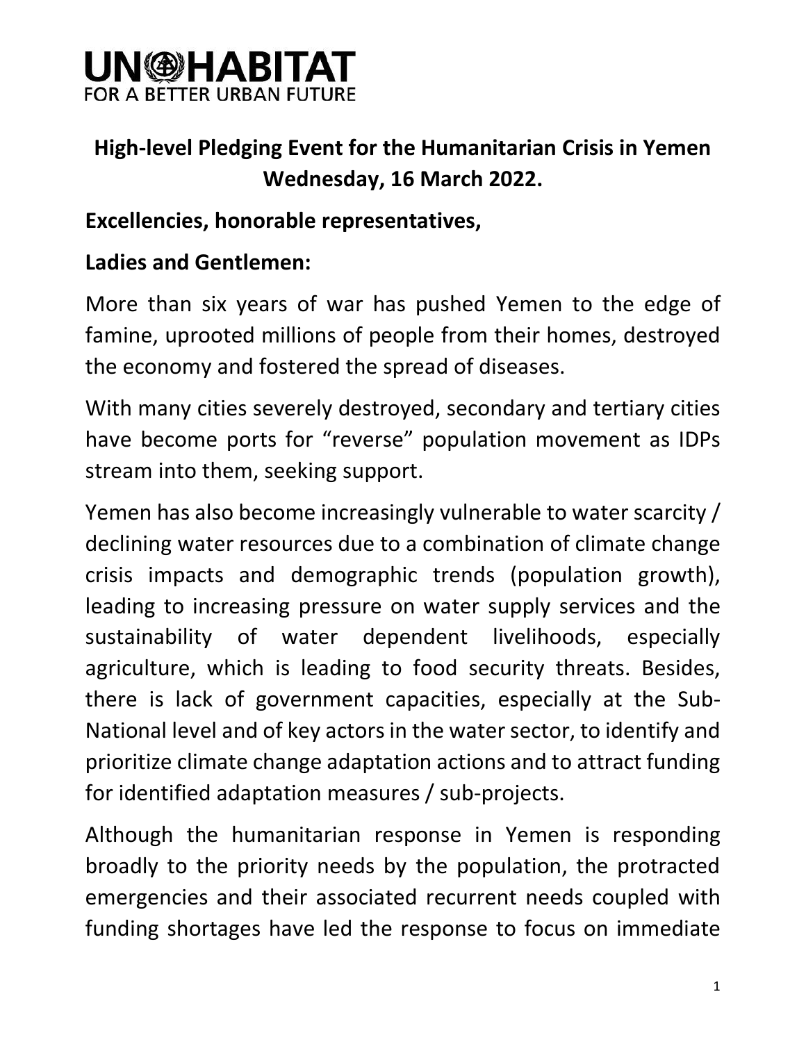**UN-HABITAT**
FOR A BETTER URBAN FUTURE

## High-level Pledging Event for the Humanitarian Crisis in Yemen Wednesday, 16 March 2022.

**Excellencies, honorable representatives,**

**Ladies and Gentlemen:**

More than six years of war has pushed Yemen to the edge of famine, uprooted millions of people from their homes, destroyed the economy and fostered the spread of diseases.

With many cities severely destroyed, secondary and tertiary cities have become ports for "reverse" population movement as IDPs stream into them, seeking support.

Yemen has also become increasingly vulnerable to water scarcity / declining water resources due to a combination of climate change crisis impacts and demographic trends (population growth), leading to increasing pressure on water supply services and the sustainability of water dependent livelihoods, especially agriculture, which is leading to food security threats. Besides, there is lack of government capacities, especially at the Sub-National level and of key actors in the water sector, to identify and prioritize climate change adaptation actions and to attract funding for identified adaptation measures / sub-projects.

Although the humanitarian response in Yemen is responding broadly to the priority needs by the population, the protracted emergencies and their associated recurrent needs coupled with funding shortages have led the response to focus on immediate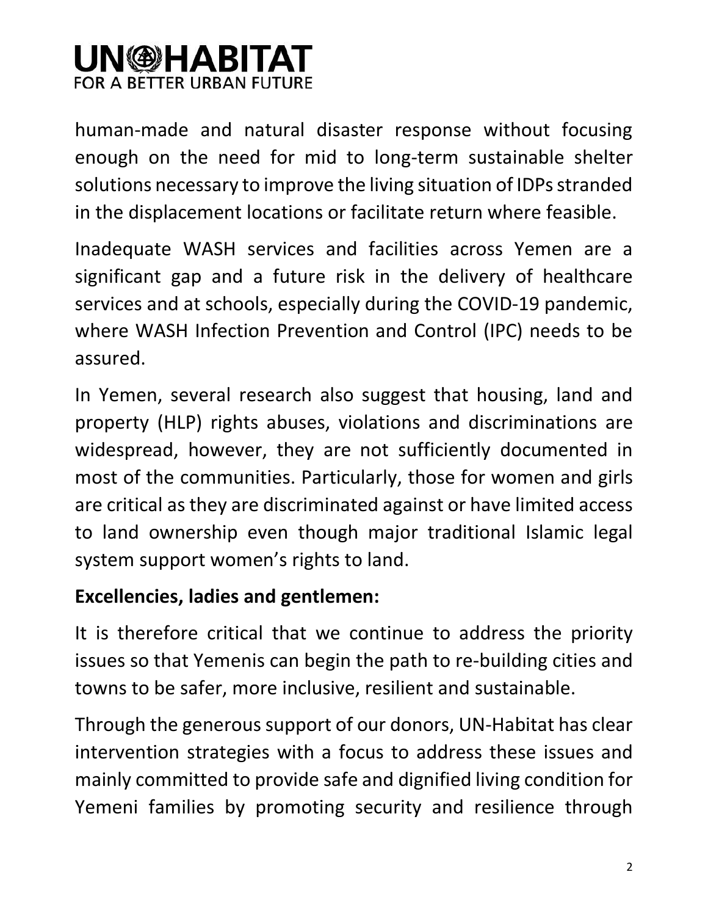human-made and natural disaster response without focusing enough on the need for mid to long-term sustainable shelter solutions necessary to improve the living situation of IDPs stranded in the displacement locations or facilitate return where feasible.

Inadequate WASH services and facilities across Yemen are a significant gap and a future risk in the delivery of healthcare services and at schools, especially during the COVID-19 pandemic, where WASH Infection Prevention and Control (IPC) needs to be assured.

In Yemen, several research also suggest that housing, land and property (HLP) rights abuses, violations and discriminations are widespread, however, they are not sufficiently documented in most of the communities. Particularly, those for women and girls are critical as they are discriminated against or have limited access to land ownership even though major traditional Islamic legal system support women's rights to land.

**Excellencies, ladies and gentlemen:**

It is therefore critical that we continue to address the priority issues so that Yemenis can begin the path to re-building cities and towns to be safer, more inclusive, resilient and sustainable.

Through the generous support of our donors, UN-Habitat has clear intervention strategies with a focus to address these issues and mainly committed to provide safe and dignified living condition for Yemeni families by promoting security and resilience through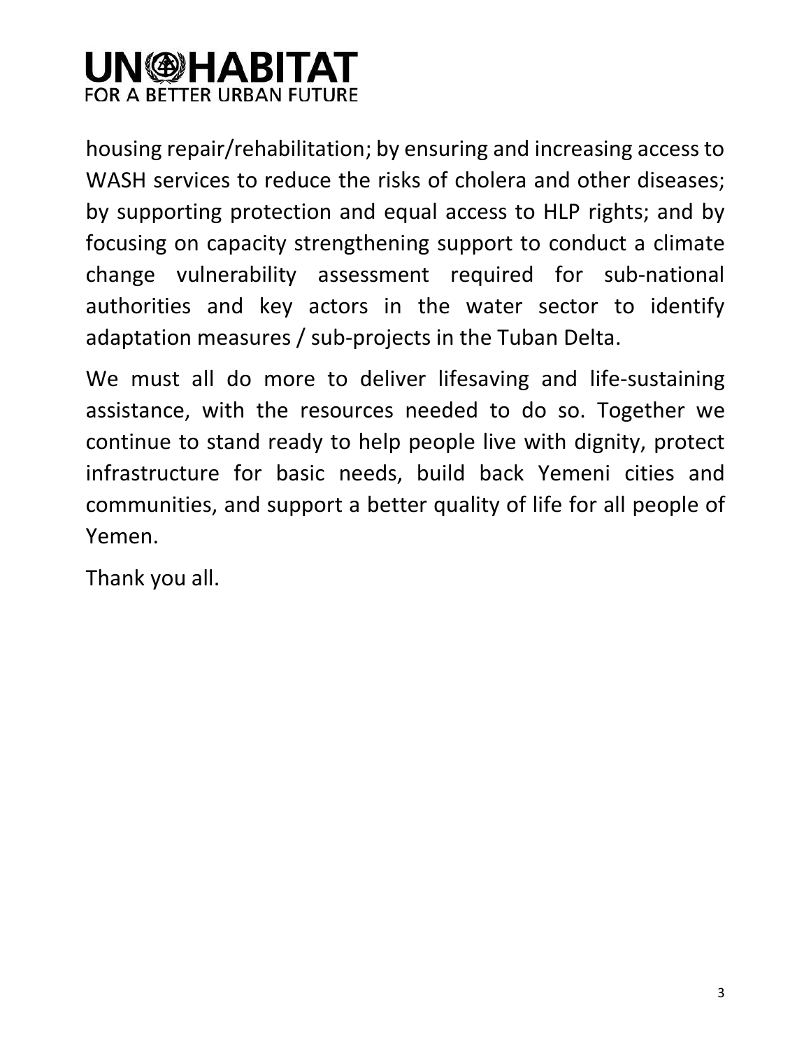housing repair/rehabilitation; by ensuring and increasing access to WASH services to reduce the risks of cholera and other diseases; by supporting protection and equal access to HLP rights; and by focusing on capacity strengthening support to conduct a climate change vulnerability assessment required for sub-national authorities and key actors in the water sector to identify adaptation measures / sub-projects in the Tuban Delta.

We must all do more to deliver lifesaving and life-sustaining assistance, with the resources needed to do so. Together we continue to stand ready to help people live with dignity, protect infrastructure for basic needs, build back Yemeni cities and communities, and support a better quality of life for all people of Yemen.

Thank you all.